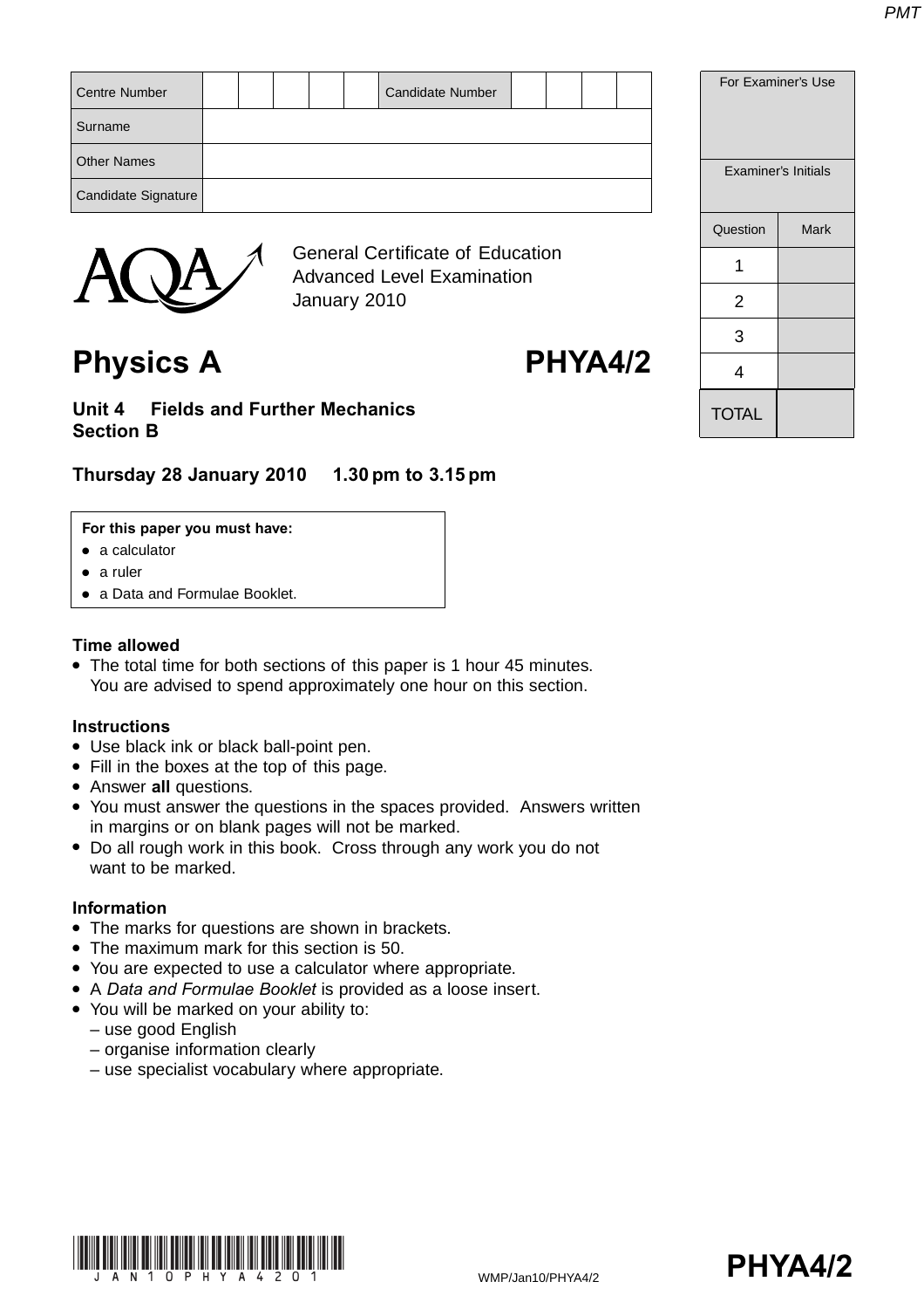| Centre Number | | | | | | Candidate Number | | | | |
|---|---|---|---|---|---|---|---|---|---|---|
| Surname | | | | | | | | | | |
| Other Names | | | | | | | | | | |
| Candidate Signature | | | | | | | | | | |

| For Examiner's Use | |
|---|---|
| Examiner's Initials | |
| Question | Mark |
| 1 | |
| 2 | |
| 3 | |
| 4 | |
| TOTAL | |

General Certificate of Education
Advanced Level Examination
January 2010

# Physics A PHYA4/2

**Unit 4 Fields and Further Mechanics**
**Section B**

**Thursday 28 January 2010 1.30 pm to 3.15 pm**

**For this paper you must have:**
- a calculator
- a ruler
- a Data and Formulae Booklet.

**Time allowed**
- The total time for both sections of this paper is 1 hour 45 minutes. You are advised to spend approximately one hour on this section.

**Instructions**
- Use black ink or black ball-point pen.
- Fill in the boxes at the top of this page.
- Answer **all** questions.
- You must answer the questions in the spaces provided. Answers written in margins or on blank pages will not be marked.
- Do all rough work in this book. Cross through any work you do not want to be marked.

**Information**
- The marks for questions are shown in brackets.
- The maximum mark for this section is 50.
- You are expected to use a calculator where appropriate.
- A *Data and Formulae Booklet* is provided as a loose insert.
- You will be marked on your ability to:
  – use good English
  – organise information clearly
  – use specialist vocabulary where appropriate.

WMP/Jan10/PHYA4/2

**PHYA4/2**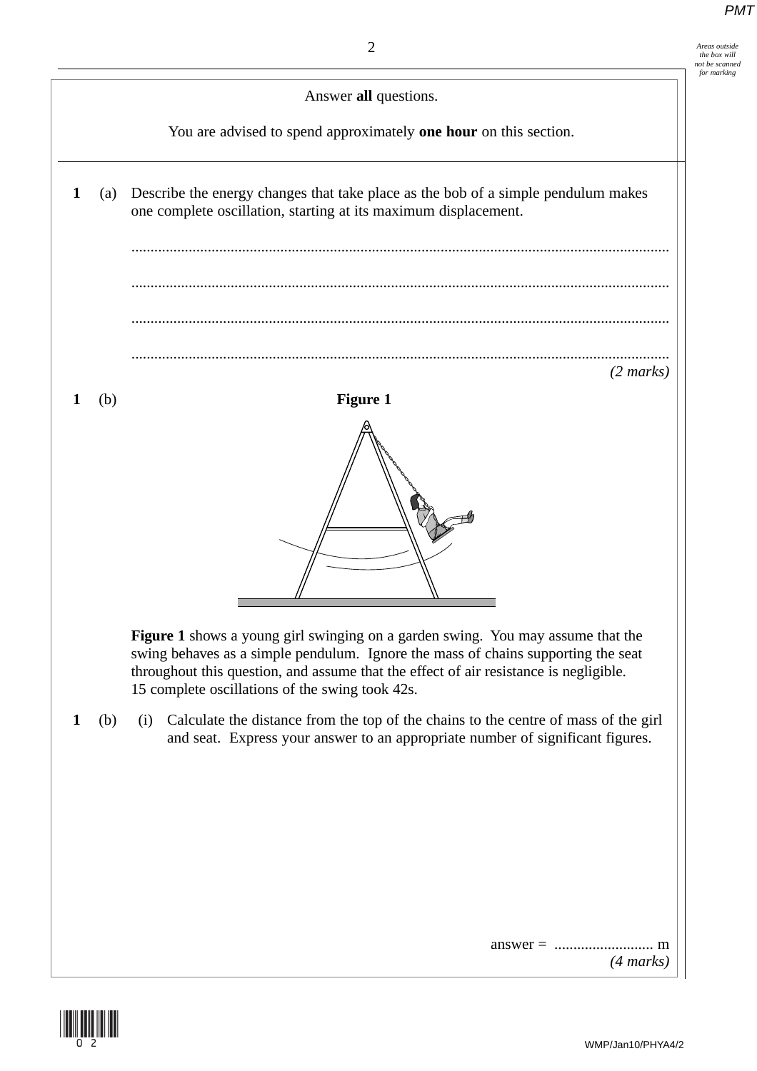Answer **all** questions.

You are advised to spend approximately **one hour** on this section.

**1** (a) Describe the energy changes that take place as the bob of a simple pendulum makes one complete oscillation, starting at its maximum displacement.

..........................................................................................................................................

..........................................................................................................................................

..........................................................................................................................................

..........................................................................................................................................

*(2 marks)*

**1** (b)

**Figure 1**

**Figure 1** shows a young girl swinging on a garden swing. You may assume that the swing behaves as a simple pendulum. Ignore the mass of chains supporting the seat throughout this question, and assume that the effect of air resistance is negligible. 15 complete oscillations of the swing took 42s.

**1** (b) (i) Calculate the distance from the top of the chains to the centre of mass of the girl and seat. Express your answer to an appropriate number of significant figures.

answer = .......................... m

*(4 marks)*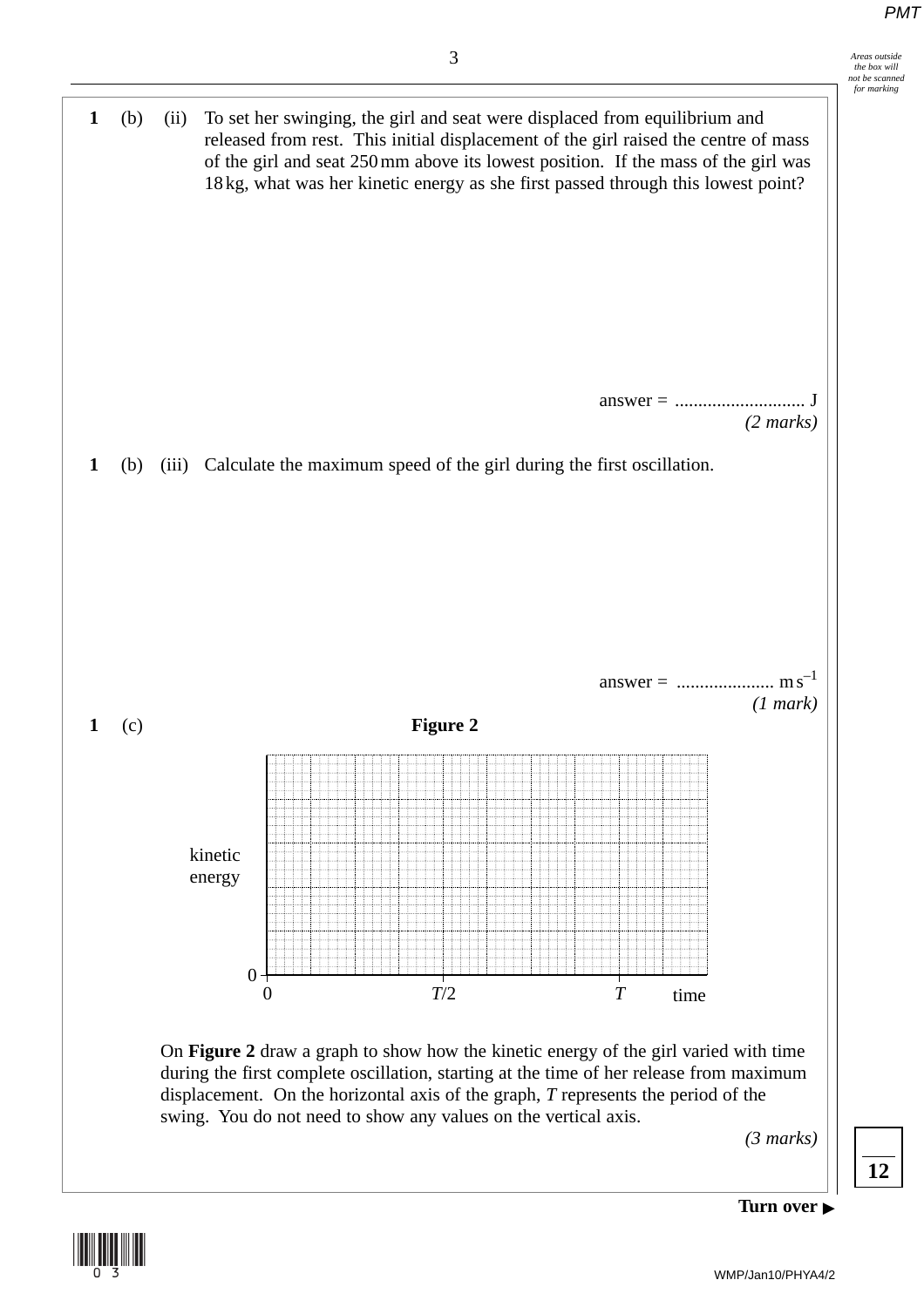**1 (b) (ii)** To set her swinging, the girl and seat were displaced from equilibrium and released from rest. This initial displacement of the girl raised the centre of mass of the girl and seat 250 mm above its lowest position. If the mass of the girl was 18 kg, what was her kinetic energy as she first passed through this lowest point?

answer = ............................ J

*(2 marks)*

**1 (b) (iii)** Calculate the maximum speed of the girl during the first oscillation.

answer = ..................... m s$^{-1}$

*(1 mark)*

**1 (c)**

**Figure 2**

kinetic energy

0

0

$T/2$

$T$

time

On **Figure 2** draw a graph to show how the kinetic energy of the girl varied with time during the first complete oscillation, starting at the time of her release from maximum displacement. On the horizontal axis of the graph, $T$ represents the period of the swing. You do not need to show any values on the vertical axis.

*(3 marks)*

**12**

**Turn over ▶**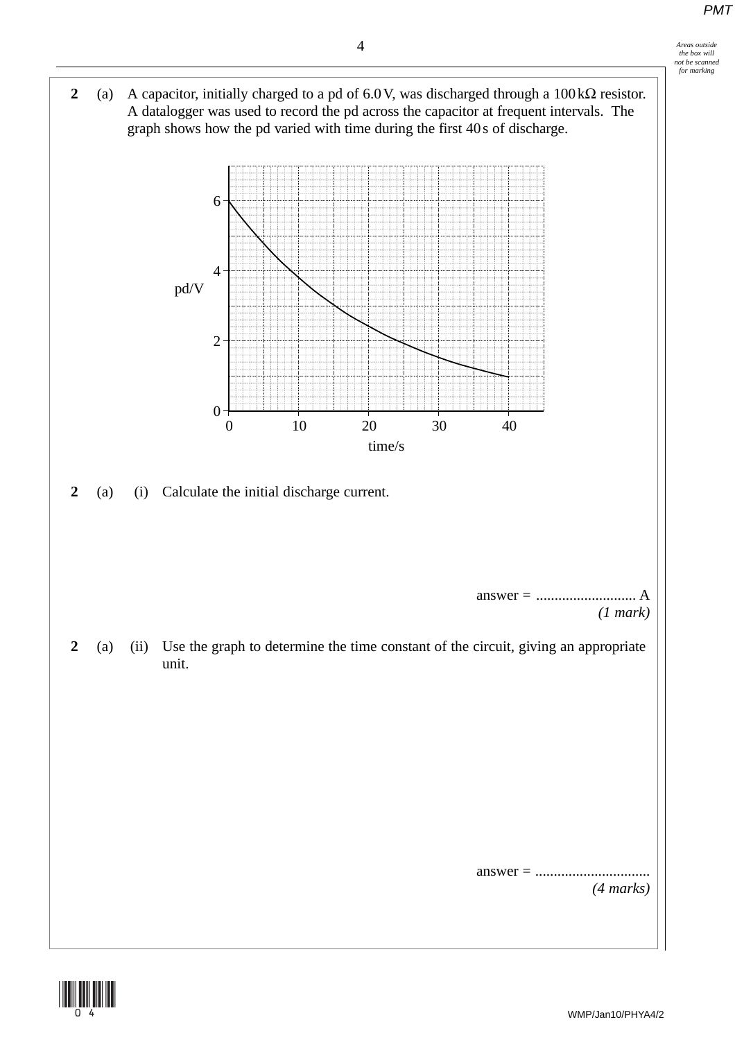**2** (a) A capacitor, initially charged to a pd of 6.0 V, was discharged through a 100 kΩ resistor. A datalogger was used to record the pd across the capacitor at frequent intervals. The graph shows how the pd varied with time during the first 40 s of discharge.

pd/V

6

4

2

0

0 10 20 30 40

time/s

**2** (a) (i) Calculate the initial discharge current.

answer = ........................... A

*(1 mark)*

**2** (a) (ii) Use the graph to determine the time constant of the circuit, giving an appropriate unit.

answer = ...............................

*(4 marks)*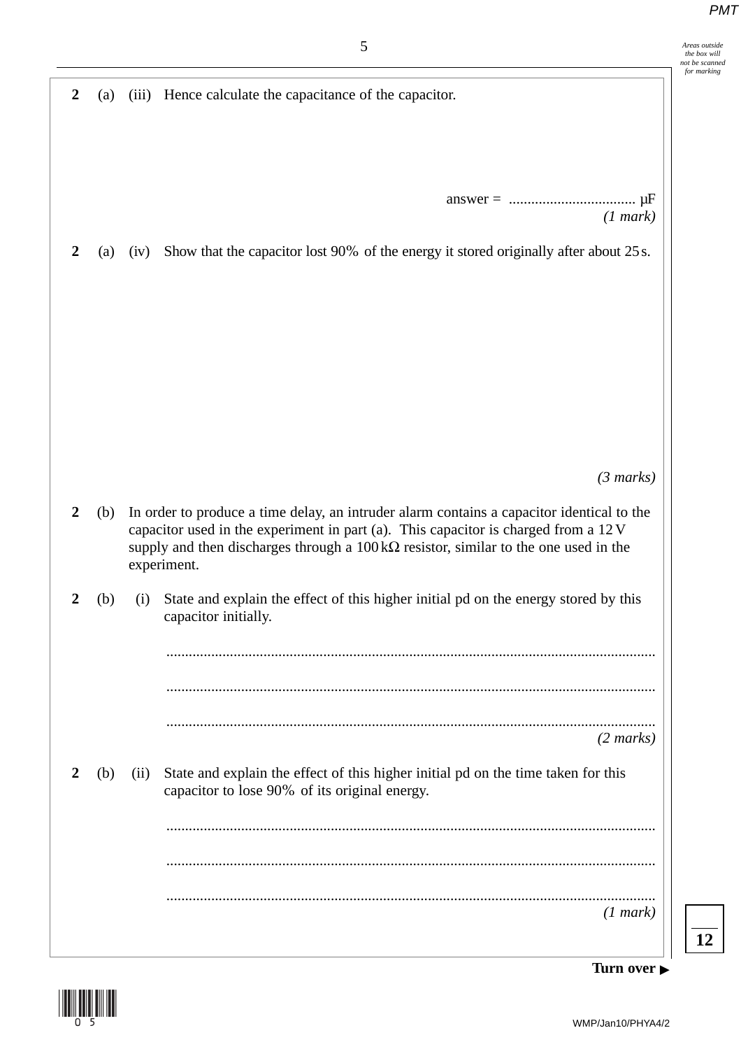**2 (a) (iii)** Hence calculate the capacitance of the capacitor.

answer = .................................. μF

*(1 mark)*

**2 (a) (iv)** Show that the capacitor lost 90% of the energy it stored originally after about 25 s.

*(3 marks)*

**2 (b)** In order to produce a time delay, an intruder alarm contains a capacitor identical to the capacitor used in the experiment in part (a). This capacitor is charged from a 12 V supply and then discharges through a 100 kΩ resistor, similar to the one used in the experiment.

**2 (b) (i)** State and explain the effect of this higher initial pd on the energy stored by this capacitor initially.

.............................................................................................................................

.............................................................................................................................

.............................................................................................................................

*(2 marks)*

**2 (b) (ii)** State and explain the effect of this higher initial pd on the time taken for this capacitor to lose 90% of its original energy.

.............................................................................................................................

.............................................................................................................................

.............................................................................................................................

*(1 mark)*

**12**

**Turn over ▶**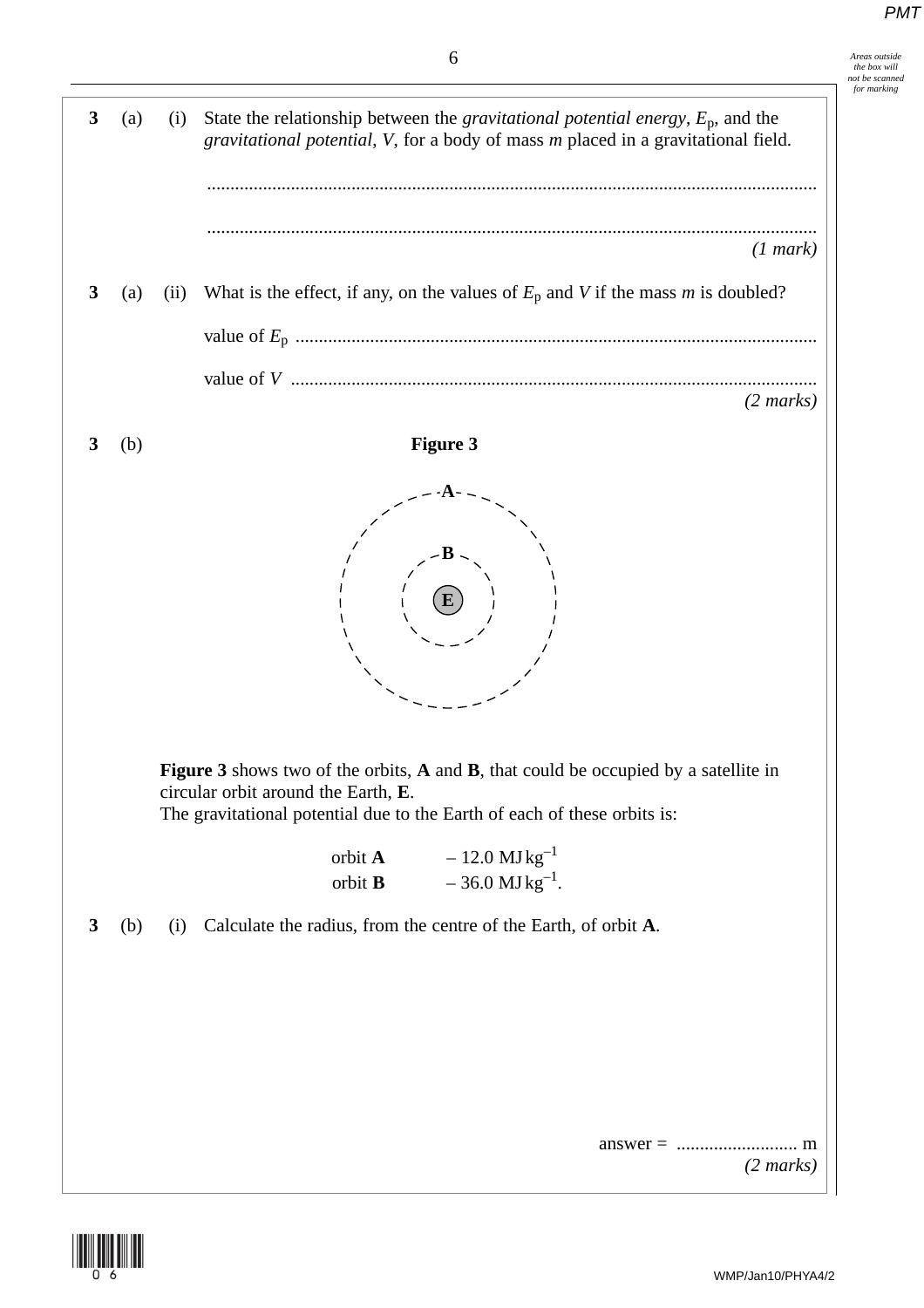**3 (a) (i)** State the relationship between the *gravitational potential energy*, $E_p$, and the *gravitational potential*, $V$, for a body of mass $m$ placed in a gravitational field.

...................................................................................................................................

...................................................................................................................................

*(1 mark)*

**3 (a) (ii)** What is the effect, if any, on the values of $E_p$ and $V$ if the mass $m$ is doubled?

value of $E_p$ ...................................................................................................................

value of $V$ ......................................................................................................................

*(2 marks)*

**3 (b)**

**Figure 3**

A

B

E

**Figure 3** shows two of the orbits, **A** and **B**, that could be occupied by a satellite in circular orbit around the Earth, **E**.
The gravitational potential due to the Earth of each of these orbits is:

| | |
|---|---|
| orbit **A** | $-12.0\ \text{MJ kg}^{-1}$ |
| orbit **B** | $-36.0\ \text{MJ kg}^{-1}$. |

**3 (b) (i)** Calculate the radius, from the centre of the Earth, of orbit **A**.

answer = .......................... m

*(2 marks)*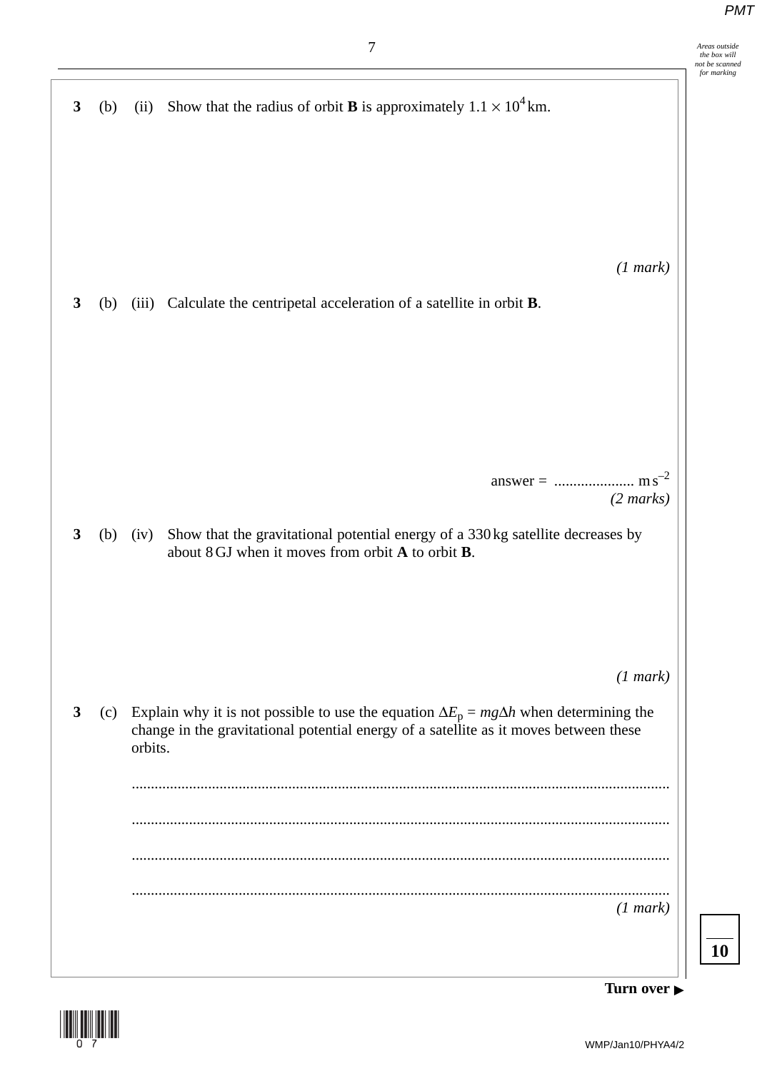**3 (b) (ii)** Show that the radius of orbit **B** is approximately $1.1 \times 10^4$ km.

*(1 mark)*

**3 (b) (iii)** Calculate the centripetal acceleration of a satellite in orbit **B**.

answer = .................... $m\,s^{-2}$

*(2 marks)*

**3 (b) (iv)** Show that the gravitational potential energy of a 330 kg satellite decreases by about 8 GJ when it moves from orbit **A** to orbit **B**.

*(1 mark)*

**3 (c)** Explain why it is not possible to use the equation $\Delta E_p = mg\Delta h$ when determining the change in the gravitational potential energy of a satellite as it moves between these orbits.

.............................................................................................................................................

.............................................................................................................................................

.............................................................................................................................................

.............................................................................................................................................

*(1 mark)*

**10**

**Turn over ▶**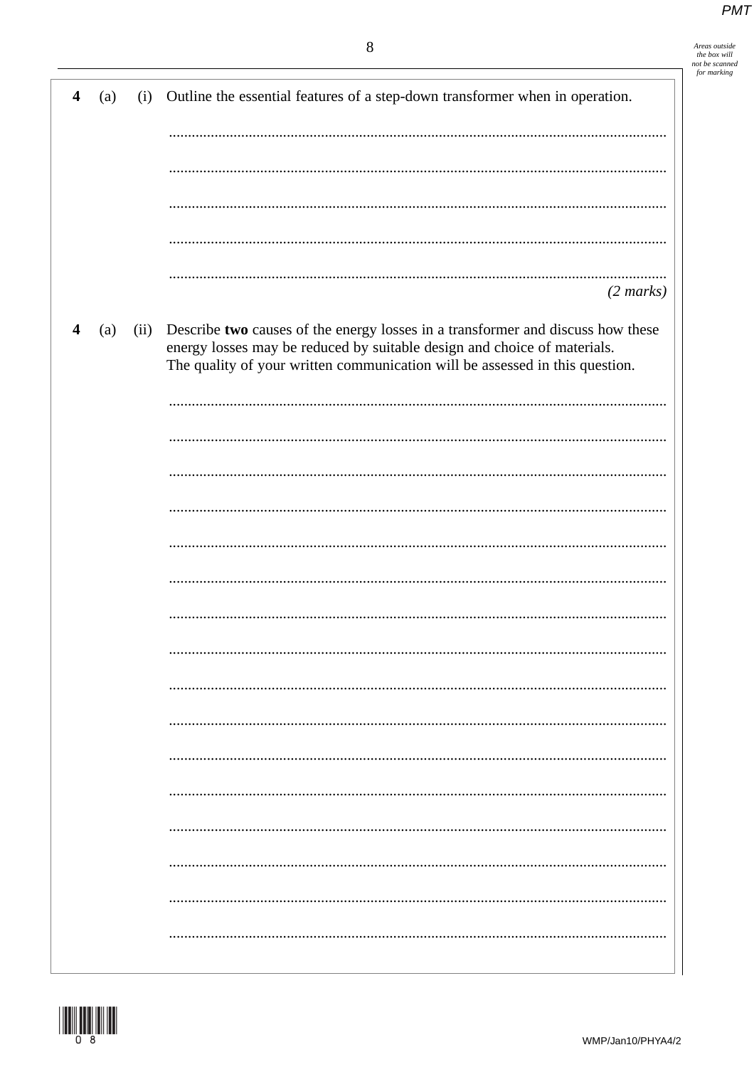**4** (a) (i) Outline the essential features of a step-down transformer when in operation.

.............................................................................................................................

.............................................................................................................................

.............................................................................................................................

.............................................................................................................................

.............................................................................................................................

*(2 marks)*

**4** (a) (ii) Describe **two** causes of the energy losses in a transformer and discuss how these energy losses may be reduced by suitable design and choice of materials.
The quality of your written communication will be assessed in this question.

.............................................................................................................................

.............................................................................................................................

.............................................................................................................................

.............................................................................................................................

.............................................................................................................................

.............................................................................................................................

.............................................................................................................................

.............................................................................................................................

.............................................................................................................................

.............................................................................................................................

.............................................................................................................................

.............................................................................................................................

.............................................................................................................................

.............................................................................................................................

.............................................................................................................................

.............................................................................................................................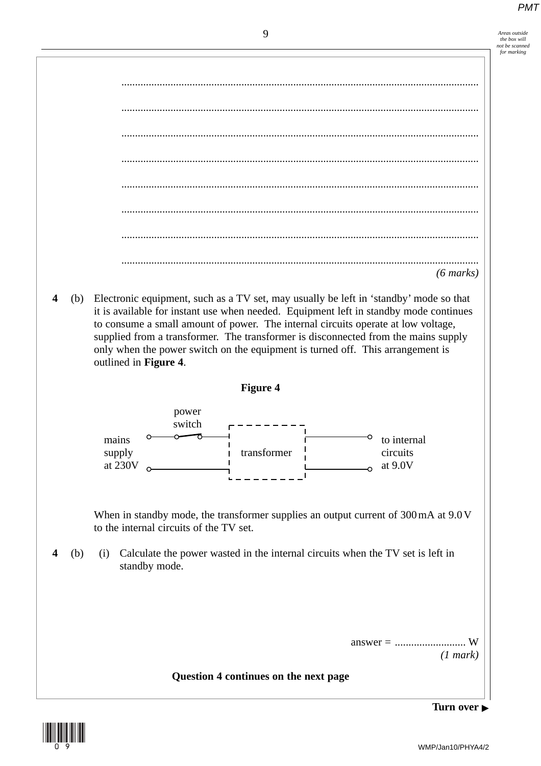..............................................................................................................................

..............................................................................................................................

..............................................................................................................................

..............................................................................................................................

..............................................................................................................................

..............................................................................................................................

..............................................................................................................................

..............................................................................................................................

*(6 marks)*

**4** (b) Electronic equipment, such as a TV set, may usually be left in 'standby' mode so that it is available for instant use when needed. Equipment left in standby mode continues to consume a small amount of power. The internal circuits operate at low voltage, supplied from a transformer. The transformer is disconnected from the mains supply only when the power switch on the equipment is turned off. This arrangement is outlined in **Figure 4**.

**Figure 4**

power switch

mains supply at 230V

transformer

to internal circuits at 9.0V

When in standby mode, the transformer supplies an output current of 300 mA at 9.0 V to the internal circuits of the TV set.

**4** (b) (i) Calculate the power wasted in the internal circuits when the TV set is left in standby mode.

answer = ......................... W

*(1 mark)*

**Question 4 continues on the next page**

**Turn over ▶**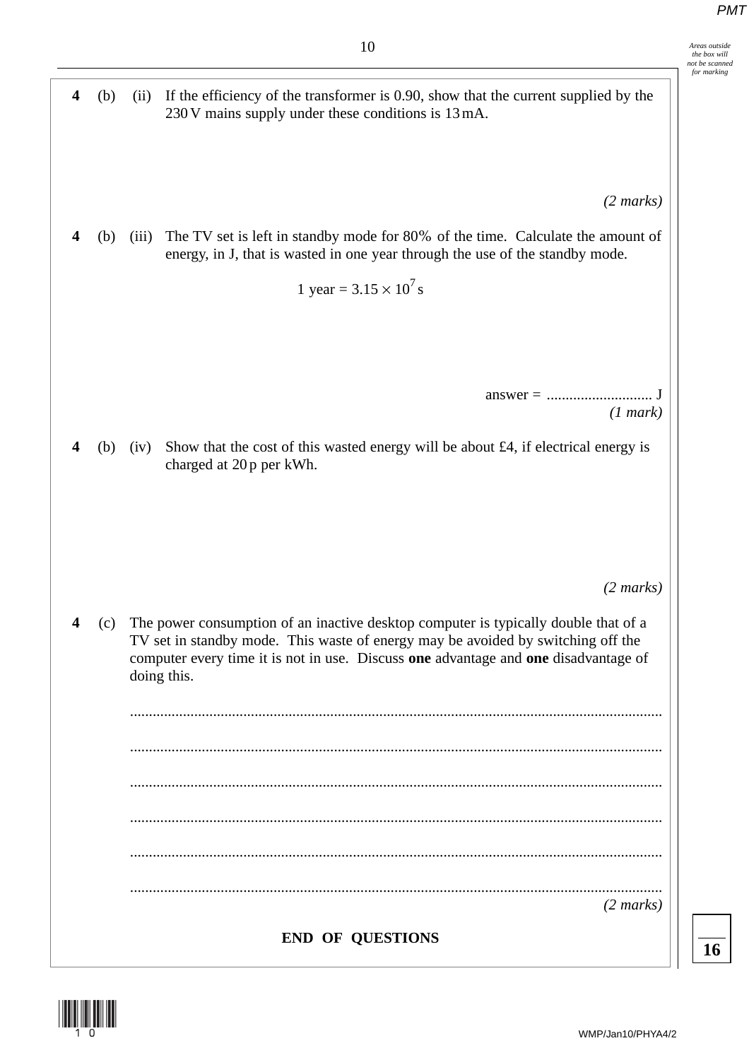**4 (b) (ii)** If the efficiency of the transformer is 0.90, show that the current supplied by the 230 V mains supply under these conditions is 13 mA.

*(2 marks)*

**4 (b) (iii)** The TV set is left in standby mode for 80% of the time. Calculate the amount of energy, in J, that is wasted in one year through the use of the standby mode.

$$1 \text{ year} = 3.15 \times 10^7 \text{ s}$$

answer = ............................ J

*(1 mark)*

**4 (b) (iv)** Show that the cost of this wasted energy will be about £4, if electrical energy is charged at 20 p per kWh.

*(2 marks)*

**4 (c)** The power consumption of an inactive desktop computer is typically double that of a TV set in standby mode. This waste of energy may be avoided by switching off the computer every time it is not in use. Discuss **one** advantage and **one** disadvantage of doing this.

...........................................................................................................................

...........................................................................................................................

...........................................................................................................................

...........................................................................................................................

...........................................................................................................................

...........................................................................................................................

*(2 marks)*

**END OF QUESTIONS**

16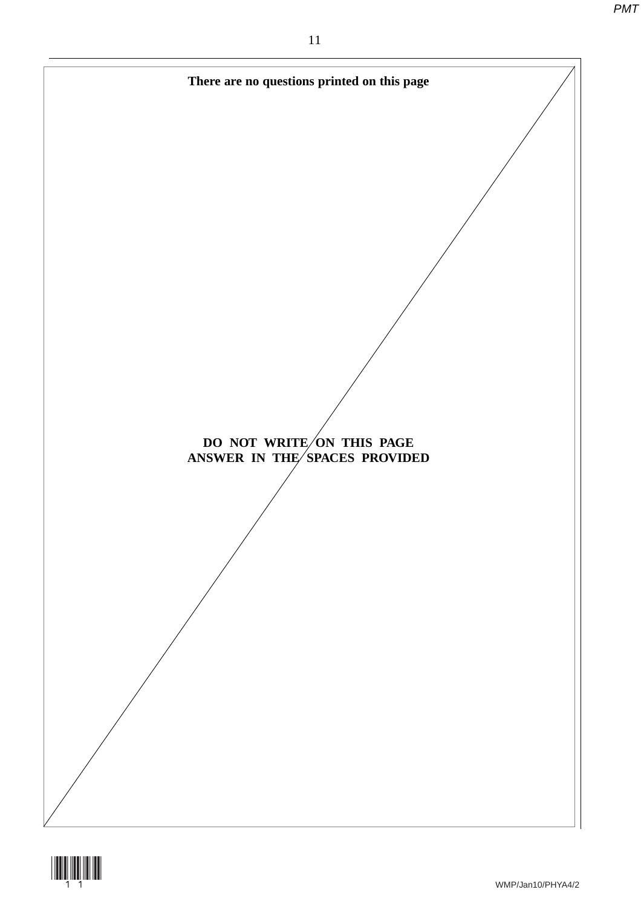**There are no questions printed on this page**

**DO NOT WRITE ON THIS PAGE**
**ANSWER IN THE SPACES PROVIDED**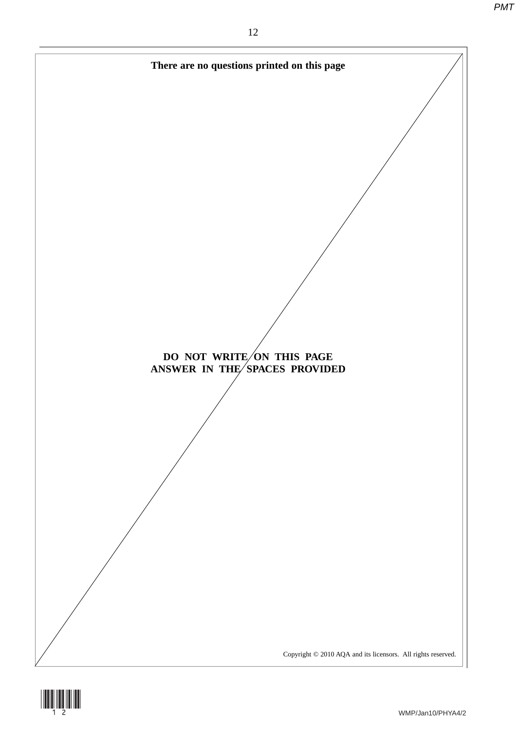**There are no questions printed on this page**

**DO NOT WRITE ON THIS PAGE**
**ANSWER IN THE SPACES PROVIDED**

Copyright © 2010 AQA and its licensors. All rights reserved.